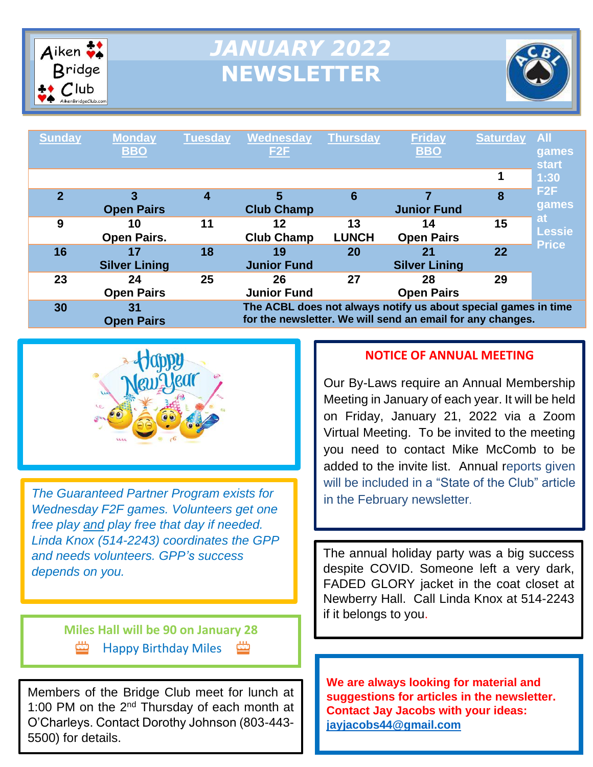# JANUARY 2022 NEWSLETTER

Aiken Bridge Club

| Sunday | Monday BBO | Tuesday | Wednesday F2F | Thursday | Friday BBO | Saturday | All games start 1:30 F2F games at Lessie Price |
|---|---|---|---|---|---|---|---|
| | | | | | | 1 | |
| 2 | 3 Open Pairs | 4 | 5 Club Champ | 6 | 7 Junior Fund | 8 | |
| 9 | 10 Open Pairs. | 11 | 12 Club Champ | 13 LUNCH | 14 Open Pairs | 15 | |
| 16 | 17 Silver Lining | 18 | 19 Junior Fund | 20 | 21 Silver Lining | 22 | |
| 23 | 24 Open Pairs | 25 | 26 Junior Fund | 27 | 28 Open Pairs | 29 | |
| 30 | 31 Open Pairs | The ACBL does not always notify us about special games in time for the newsletter. We will send an email for any changes. | | | | | |

Happy New Year

*The Guaranteed Partner Program exists for Wednesday F2F games. Volunteers get one free play and play free that day if needed. Linda Knox (514-2243) coordinates the GPP and needs volunteers. GPP's success depends on you.*

**Miles Hall will be 90 on January 28**

Happy Birthday Miles

Members of the Bridge Club meet for lunch at 1:00 PM on the 2nd Thursday of each month at O'Charleys. Contact Dorothy Johnson (803-443-5500) for details.

**NOTICE OF ANNUAL MEETING**

Our By-Laws require an Annual Membership Meeting in January of each year. It will be held on Friday, January 21, 2022 via a Zoom Virtual Meeting. To be invited to the meeting you need to contact Mike McComb to be added to the invite list. Annual reports given will be included in a "State of the Club" article in the February newsletter.

The annual holiday party was a big success despite COVID. Someone left a very dark, FADED GLORY jacket in the coat closet at Newberry Hall. Call Linda Knox at 514-2243 if it belongs to you.

**We are always looking for material and suggestions for articles in the newsletter. Contact Jay Jacobs with your ideas: jayjacobs44@gmail.com**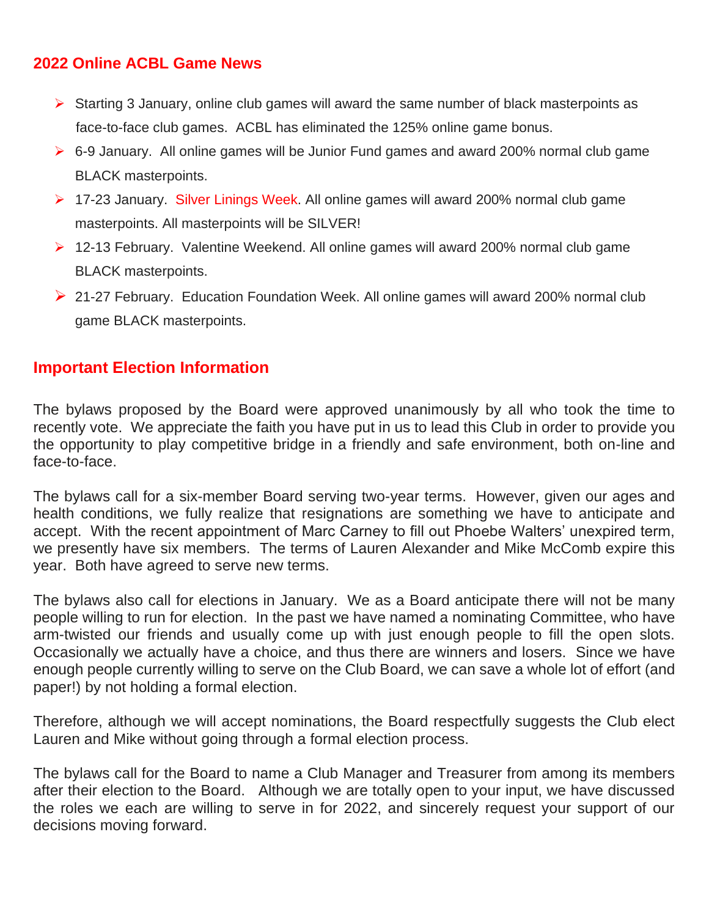## 2022 Online ACBL Game News

- Starting 3 January, online club games will award the same number of black masterpoints as face-to-face club games. ACBL has eliminated the 125% online game bonus.
- 6-9 January. All online games will be Junior Fund games and award 200% normal club game BLACK masterpoints.
- 17-23 January. Silver Linings Week. All online games will award 200% normal club game masterpoints. All masterpoints will be SILVER!
- 12-13 February. Valentine Weekend. All online games will award 200% normal club game BLACK masterpoints.
- 21-27 February. Education Foundation Week. All online games will award 200% normal club game BLACK masterpoints.

## Important Election Information

The bylaws proposed by the Board were approved unanimously by all who took the time to recently vote. We appreciate the faith you have put in us to lead this Club in order to provide you the opportunity to play competitive bridge in a friendly and safe environment, both on-line and face-to-face.

The bylaws call for a six-member Board serving two-year terms. However, given our ages and health conditions, we fully realize that resignations are something we have to anticipate and accept. With the recent appointment of Marc Carney to fill out Phoebe Walters' unexpired term, we presently have six members. The terms of Lauren Alexander and Mike McComb expire this year. Both have agreed to serve new terms.

The bylaws also call for elections in January. We as a Board anticipate there will not be many people willing to run for election. In the past we have named a nominating Committee, who have arm-twisted our friends and usually come up with just enough people to fill the open slots. Occasionally we actually have a choice, and thus there are winners and losers. Since we have enough people currently willing to serve on the Club Board, we can save a whole lot of effort (and paper!) by not holding a formal election.

Therefore, although we will accept nominations, the Board respectfully suggests the Club elect Lauren and Mike without going through a formal election process.

The bylaws call for the Board to name a Club Manager and Treasurer from among its members after their election to the Board. Although we are totally open to your input, we have discussed the roles we each are willing to serve in for 2022, and sincerely request your support of our decisions moving forward.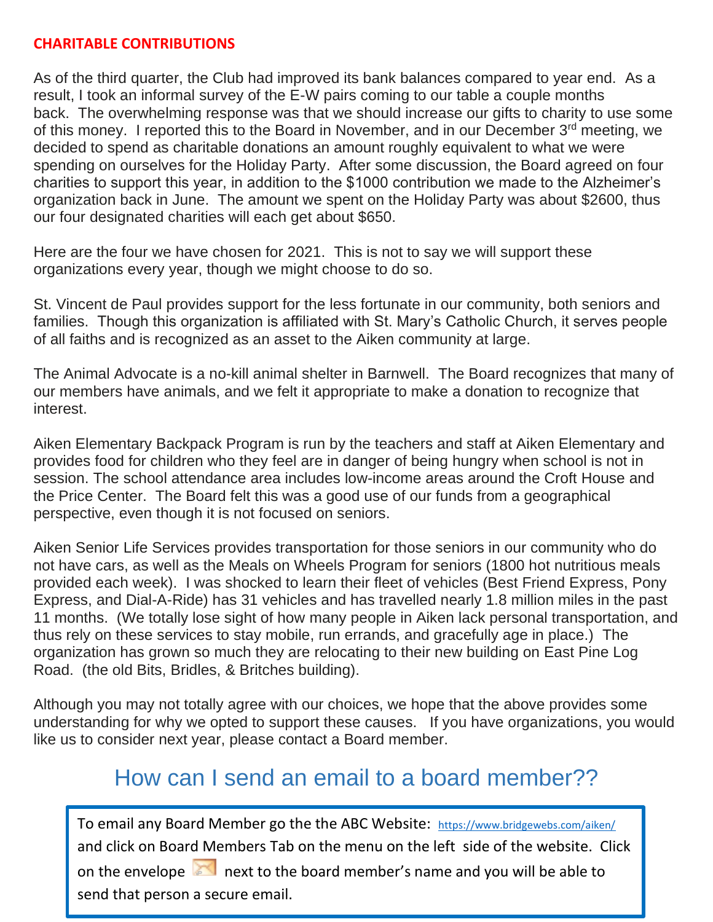## CHARITABLE CONTRIBUTIONS

As of the third quarter, the Club had improved its bank balances compared to year end. As a result, I took an informal survey of the E-W pairs coming to our table a couple months back. The overwhelming response was that we should increase our gifts to charity to use some of this money. I reported this to the Board in November, and in our December 3rd meeting, we decided to spend as charitable donations an amount roughly equivalent to what we were spending on ourselves for the Holiday Party. After some discussion, the Board agreed on four charities to support this year, in addition to the $1000 contribution we made to the Alzheimer's organization back in June. The amount we spent on the Holiday Party was about $2600, thus our four designated charities will each get about $650.

Here are the four we have chosen for 2021. This is not to say we will support these organizations every year, though we might choose to do so.

St. Vincent de Paul provides support for the less fortunate in our community, both seniors and families. Though this organization is affiliated with St. Mary's Catholic Church, it serves people of all faiths and is recognized as an asset to the Aiken community at large.

The Animal Advocate is a no-kill animal shelter in Barnwell. The Board recognizes that many of our members have animals, and we felt it appropriate to make a donation to recognize that interest.

Aiken Elementary Backpack Program is run by the teachers and staff at Aiken Elementary and provides food for children who they feel are in danger of being hungry when school is not in session. The school attendance area includes low-income areas around the Croft House and the Price Center. The Board felt this was a good use of our funds from a geographical perspective, even though it is not focused on seniors.

Aiken Senior Life Services provides transportation for those seniors in our community who do not have cars, as well as the Meals on Wheels Program for seniors (1800 hot nutritious meals provided each week). I was shocked to learn their fleet of vehicles (Best Friend Express, Pony Express, and Dial-A-Ride) has 31 vehicles and has travelled nearly 1.8 million miles in the past 11 months. (We totally lose sight of how many people in Aiken lack personal transportation, and thus rely on these services to stay mobile, run errands, and gracefully age in place.) The organization has grown so much they are relocating to their new building on East Pine Log Road. (the old Bits, Bridles, & Britches building).

Although you may not totally agree with our choices, we hope that the above provides some understanding for why we opted to support these causes. If you have organizations, you would like us to consider next year, please contact a Board member.

## How can I send an email to a board member??

To email any Board Member go the the ABC Website: https://www.bridgewebs.com/aiken/ and click on Board Members Tab on the menu on the left side of the website. Click on the envelope next to the board member's name and you will be able to send that person a secure email.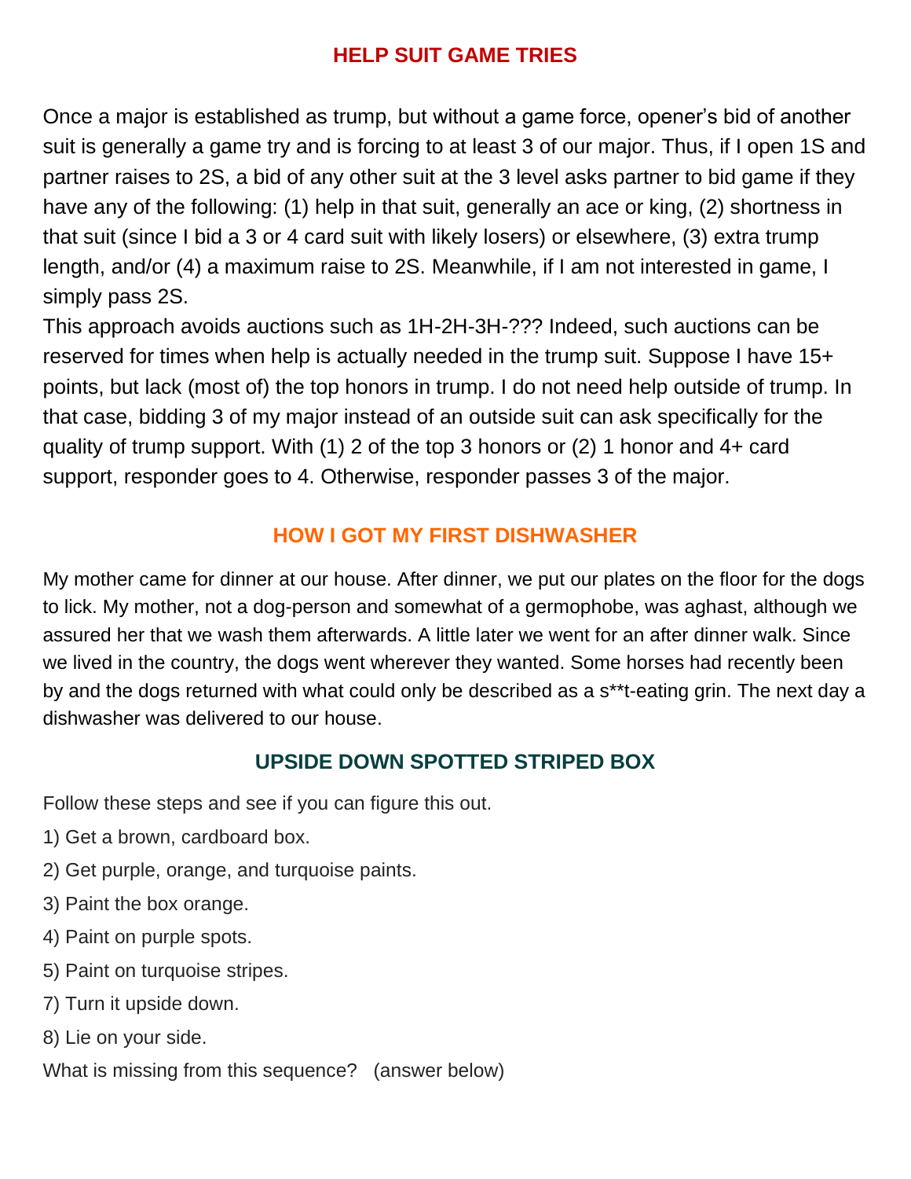## HELP SUIT GAME TRIES

Once a major is established as trump, but without a game force, opener's bid of another suit is generally a game try and is forcing to at least 3 of our major. Thus, if I open 1S and partner raises to 2S, a bid of any other suit at the 3 level asks partner to bid game if they have any of the following: (1) help in that suit, generally an ace or king, (2) shortness in that suit (since I bid a 3 or 4 card suit with likely losers) or elsewhere, (3) extra trump length, and/or (4) a maximum raise to 2S. Meanwhile, if I am not interested in game, I simply pass 2S.

This approach avoids auctions such as 1H-2H-3H-??? Indeed, such auctions can be reserved for times when help is actually needed in the trump suit. Suppose I have 15+ points, but lack (most of) the top honors in trump. I do not need help outside of trump. In that case, bidding 3 of my major instead of an outside suit can ask specifically for the quality of trump support. With (1) 2 of the top 3 honors or (2) 1 honor and 4+ card support, responder goes to 4. Otherwise, responder passes 3 of the major.

## HOW I GOT MY FIRST DISHWASHER

My mother came for dinner at our house. After dinner, we put our plates on the floor for the dogs to lick. My mother, not a dog-person and somewhat of a germophobe, was aghast, although we assured her that we wash them afterwards. A little later we went for an after dinner walk. Since we lived in the country, the dogs went wherever they wanted. Some horses had recently been by and the dogs returned with what could only be described as a s**t-eating grin. The next day a dishwasher was delivered to our house.

## UPSIDE DOWN SPOTTED STRIPED BOX

Follow these steps and see if you can figure this out.

1) Get a brown, cardboard box.

2) Get purple, orange, and turquoise paints.

3) Paint the box orange.

4) Paint on purple spots.

5) Paint on turquoise stripes.

7) Turn it upside down.

8) Lie on your side.

What is missing from this sequence? (answer below)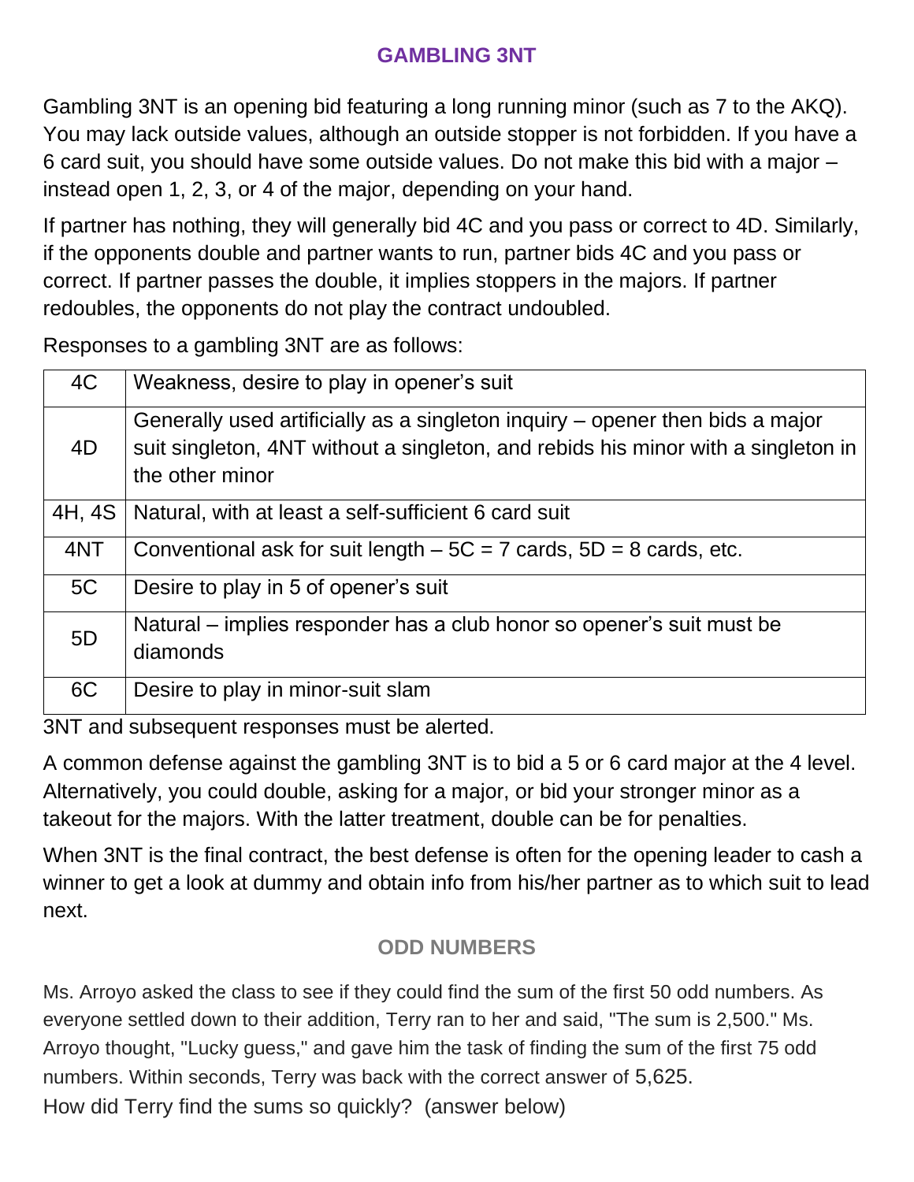## GAMBLING 3NT

Gambling 3NT is an opening bid featuring a long running minor (such as 7 to the AKQ). You may lack outside values, although an outside stopper is not forbidden. If you have a 6 card suit, you should have some outside values. Do not make this bid with a major – instead open 1, 2, 3, or 4 of the major, depending on your hand.

If partner has nothing, they will generally bid 4C and you pass or correct to 4D. Similarly, if the opponents double and partner wants to run, partner bids 4C and you pass or correct. If partner passes the double, it implies stoppers in the majors. If partner redoubles, the opponents do not play the contract undoubled.

Responses to a gambling 3NT are as follows:

| | |
|---|---|
| 4C | Weakness, desire to play in opener's suit |
| 4D | Generally used artificially as a singleton inquiry – opener then bids a major suit singleton, 4NT without a singleton, and rebids his minor with a singleton in the other minor |
| 4H, 4S | Natural, with at least a self-sufficient 6 card suit |
| 4NT | Conventional ask for suit length – 5C = 7 cards, 5D = 8 cards, etc. |
| 5C | Desire to play in 5 of opener's suit |
| 5D | Natural – implies responder has a club honor so opener's suit must be diamonds |
| 6C | Desire to play in minor-suit slam |

3NT and subsequent responses must be alerted.

A common defense against the gambling 3NT is to bid a 5 or 6 card major at the 4 level. Alternatively, you could double, asking for a major, or bid your stronger minor as a takeout for the majors. With the latter treatment, double can be for penalties.

When 3NT is the final contract, the best defense is often for the opening leader to cash a winner to get a look at dummy and obtain info from his/her partner as to which suit to lead next.

## ODD NUMBERS

Ms. Arroyo asked the class to see if they could find the sum of the first 50 odd numbers. As everyone settled down to their addition, Terry ran to her and said, "The sum is 2,500." Ms. Arroyo thought, "Lucky guess," and gave him the task of finding the sum of the first 75 odd numbers. Within seconds, Terry was back with the correct answer of 5,625.

How did Terry find the sums so quickly? (answer below)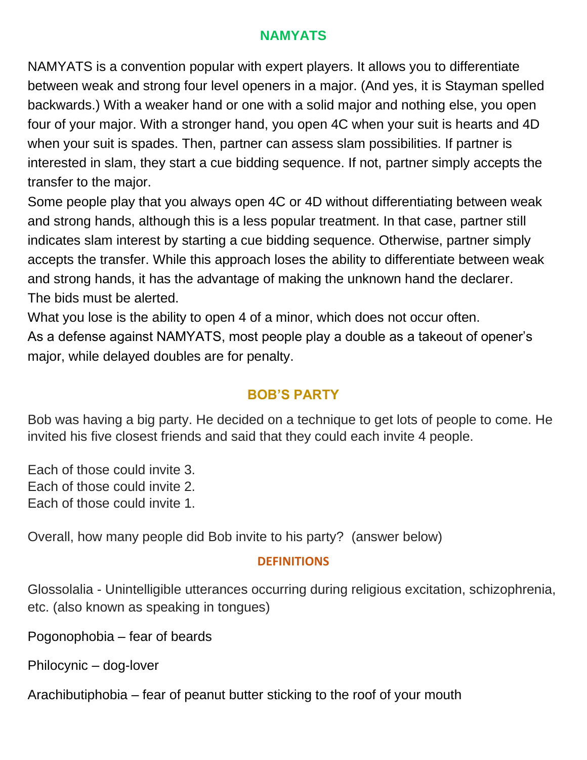## NAMYATS

NAMYATS is a convention popular with expert players. It allows you to differentiate between weak and strong four level openers in a major. (And yes, it is Stayman spelled backwards.) With a weaker hand or one with a solid major and nothing else, you open four of your major. With a stronger hand, you open 4C when your suit is hearts and 4D when your suit is spades. Then, partner can assess slam possibilities. If partner is interested in slam, they start a cue bidding sequence. If not, partner simply accepts the transfer to the major.

Some people play that you always open 4C or 4D without differentiating between weak and strong hands, although this is a less popular treatment. In that case, partner still indicates slam interest by starting a cue bidding sequence. Otherwise, partner simply accepts the transfer. While this approach loses the ability to differentiate between weak and strong hands, it has the advantage of making the unknown hand the declarer.

The bids must be alerted.

What you lose is the ability to open 4 of a minor, which does not occur often.

As a defense against NAMYATS, most people play a double as a takeout of opener's major, while delayed doubles are for penalty.

## BOB'S PARTY

Bob was having a big party. He decided on a technique to get lots of people to come. He invited his five closest friends and said that they could each invite 4 people.

Each of those could invite 3.
Each of those could invite 2.
Each of those could invite 1.

Overall, how many people did Bob invite to his party? (answer below)

### DEFINITIONS

Glossolalia - Unintelligible utterances occurring during religious excitation, schizophrenia, etc. (also known as speaking in tongues)

Pogonophobia – fear of beards

Philocynic – dog-lover

Arachibutiphobia – fear of peanut butter sticking to the roof of your mouth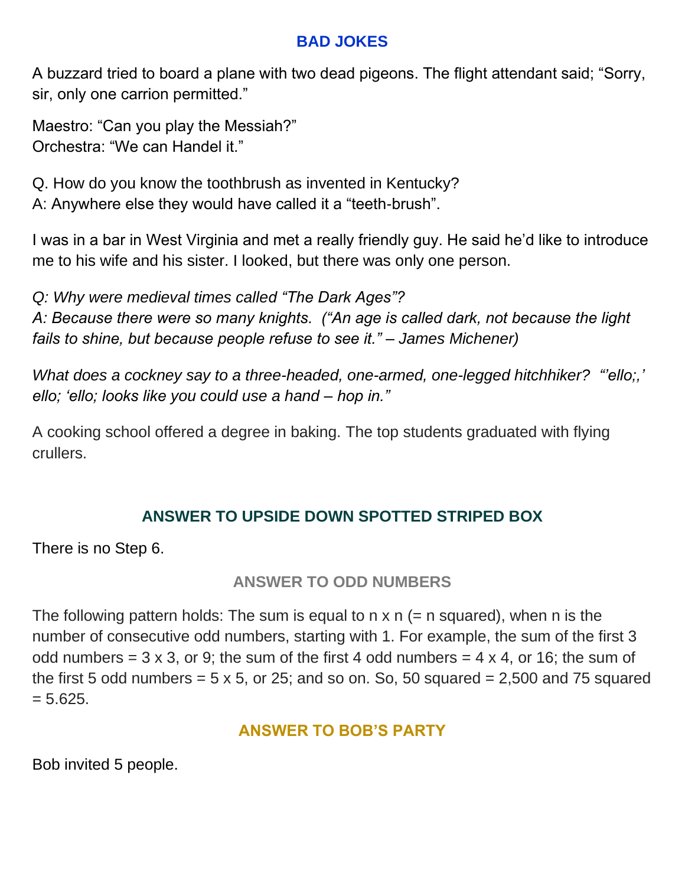## BAD JOKES

A buzzard tried to board a plane with two dead pigeons. The flight attendant said; “Sorry, sir, only one carrion permitted.”

Maestro: “Can you play the Messiah?”
Orchestra: “We can Handel it.”

Q. How do you know the toothbrush as invented in Kentucky?
A: Anywhere else they would have called it a “teeth-brush”.

I was in a bar in West Virginia and met a really friendly guy. He said he’d like to introduce me to his wife and his sister. I looked, but there was only one person.

*Q: Why were medieval times called “The Dark Ages”?*
*A: Because there were so many knights. (“An age is called dark, not because the light fails to shine, but because people refuse to see it.” – James Michener)*

*What does a cockney say to a three-headed, one-armed, one-legged hitchhiker? “’ello;,’ ello; ‘ello; looks like you could use a hand – hop in.”*

A cooking school offered a degree in baking. The top students graduated with flying crullers.

## ANSWER TO UPSIDE DOWN SPOTTED STRIPED BOX

There is no Step 6.

## ANSWER TO ODD NUMBERS

The following pattern holds: The sum is equal to n x n (= n squared), when n is the number of consecutive odd numbers, starting with 1. For example, the sum of the first 3 odd numbers = 3 x 3, or 9; the sum of the first 4 odd numbers = 4 x 4, or 16; the sum of the first 5 odd numbers = 5 x 5, or 25; and so on. So, 50 squared = 2,500 and 75 squared = 5.625.

## ANSWER TO BOB’S PARTY

Bob invited 5 people.